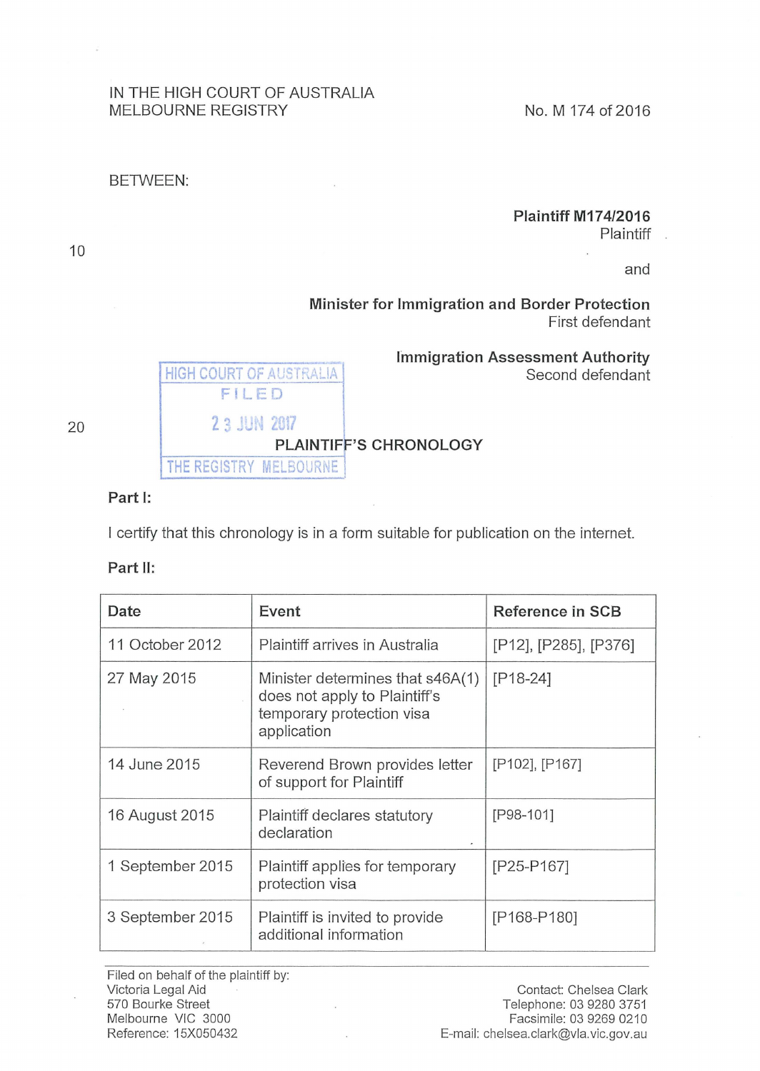IN THE HIGH COURT OF AUSTRALIA
MELBOURNE REGISTRY

No. M 174 of 2016

BETWEEN:

**Plaintiff M174/2016**
Plaintiff

and

**Minister for Immigration and Border Protection**
First defendant

**Immigration Assessment Authority**
Second defendant

HIGH COURT OF AUSTRALIA
FILED
23 JUN 2017
THE REGISTRY MELBOURNE

## PLAINTIFF'S CHRONOLOGY

**Part I:**

I certify that this chronology is in a form suitable for publication on the internet.

**Part II:**

| Date | Event | Reference in SCB |
|---|---|---|
| 11 October 2012 | Plaintiff arrives in Australia | [P12], [P285], [P376] |
| 27 May 2015 | Minister determines that s46A(1) does not apply to Plaintiff's temporary protection visa application | [P18-24] |
| 14 June 2015 | Reverend Brown provides letter of support for Plaintiff | [P102], [P167] |
| 16 August 2015 | Plaintiff declares statutory declaration | [P98-101] |
| 1 September 2015 | Plaintiff applies for temporary protection visa | [P25-P167] |
| 3 September 2015 | Plaintiff is invited to provide additional information | [P168-P180] |

Filed on behalf of the plaintiff by:
Victoria Legal Aid
570 Bourke Street
Melbourne VIC 3000
Reference: 15X050432

Contact: Chelsea Clark
Telephone: 03 9280 3751
Facsimile: 03 9269 0210
E-mail: chelsea.clark@vla.vic.gov.au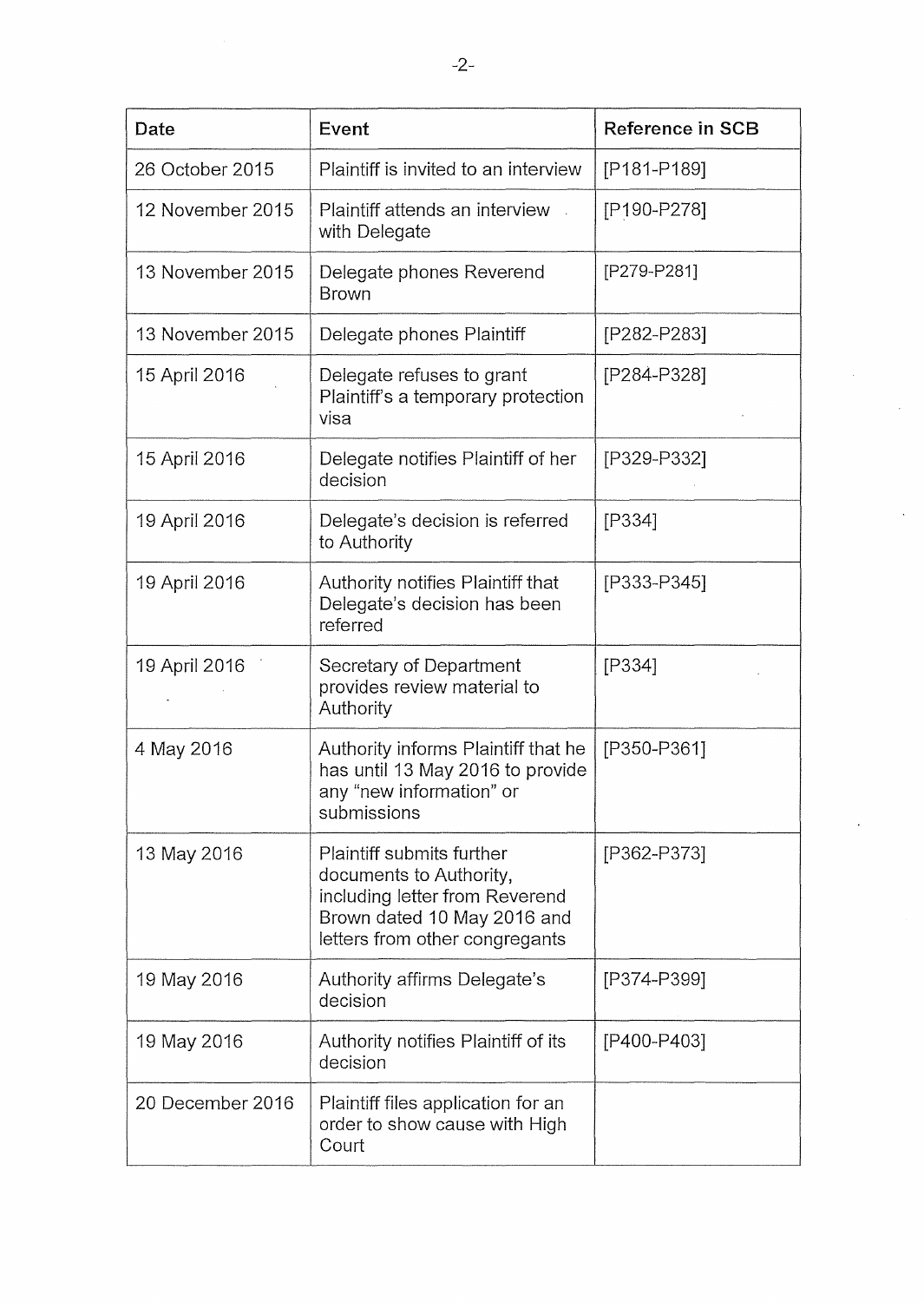| Date | Event | Reference in SCB |
|---|---|---|
| 26 October 2015 | Plaintiff is invited to an interview | [P181-P189] |
| 12 November 2015 | Plaintiff attends an interview with Delegate | [P190-P278] |
| 13 November 2015 | Delegate phones Reverend Brown | [P279-P281] |
| 13 November 2015 | Delegate phones Plaintiff | [P282-P283] |
| 15 April 2016 | Delegate refuses to grant Plaintiff's a temporary protection visa | [P284-P328] |
| 15 April 2016 | Delegate notifies Plaintiff of her decision | [P329-P332] |
| 19 April 2016 | Delegate's decision is referred to Authority | [P334] |
| 19 April 2016 | Authority notifies Plaintiff that Delegate's decision has been referred | [P333-P345] |
| 19 April 2016 | Secretary of Department provides review material to Authority | [P334] |
| 4 May 2016 | Authority informs Plaintiff that he has until 13 May 2016 to provide any "new information" or submissions | [P350-P361] |
| 13 May 2016 | Plaintiff submits further documents to Authority, including letter from Reverend Brown dated 10 May 2016 and letters from other congregants | [P362-P373] |
| 19 May 2016 | Authority affirms Delegate's decision | [P374-P399] |
| 19 May 2016 | Authority notifies Plaintiff of its decision | [P400-P403] |
| 20 December 2016 | Plaintiff files application for an order to show cause with High Court | |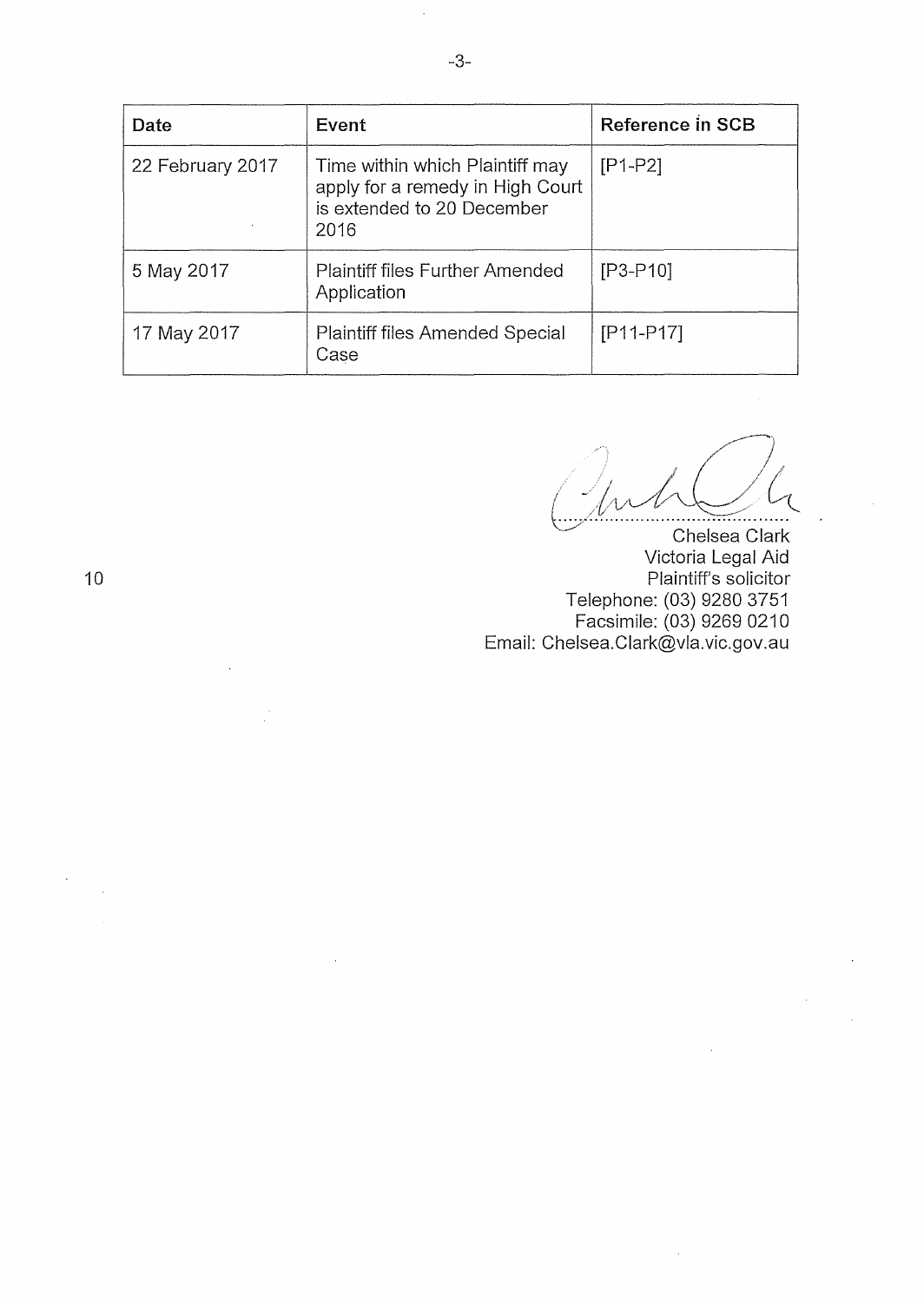| Date | Event | Reference in SCB |
|---|---|---|
| 22 February 2017 | Time within which Plaintiff may apply for a remedy in High Court is extended to 20 December 2016 | [P1-P2] |
| 5 May 2017 | Plaintiff files Further Amended Application | [P3-P10] |
| 17 May 2017 | Plaintiff files Amended Special Case | [P11-P17] |

Chelsea Clark
Victoria Legal Aid
Plaintiff's solicitor
Telephone: (03) 9280 3751
Facsimile: (03) 9269 0210
Email: Chelsea.Clark@vla.vic.gov.au